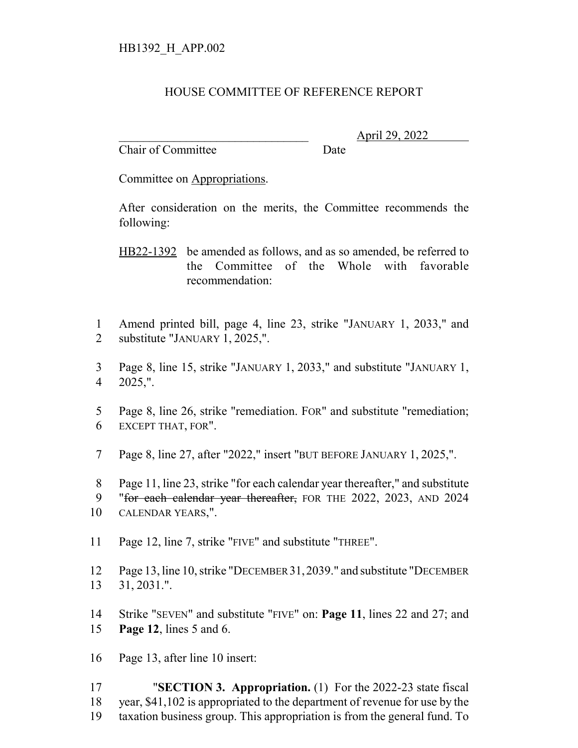HB1392_H_APP.002

# HOUSE COMMITTEE OF REFERENCE REPORT

_________________________________ April 29, 2022
Chair of Committee Date

Committee on Appropriations.

After consideration on the merits, the Committee recommends the following:

HB22-1392 be amended as follows, and as so amended, be referred to the Committee of the Whole with favorable recommendation:

1 Amend printed bill, page 4, line 23, strike "JANUARY 1, 2033," and
2 substitute "JANUARY 1, 2025,".

3 Page 8, line 15, strike "JANUARY 1, 2033," and substitute "JANUARY 1,
4 2025,".

5 Page 8, line 26, strike "remediation. FOR" and substitute "remediation;
6 EXCEPT THAT, FOR".

7 Page 8, line 27, after "2022," insert "BUT BEFORE JANUARY 1, 2025,".

8 Page 11, line 23, strike "for each calendar year thereafter," and substitute
9 "~~for each calendar year thereafter,~~ FOR THE 2022, 2023, AND 2024
10 CALENDAR YEARS,".

11 Page 12, line 7, strike "FIVE" and substitute "THREE".

12 Page 13, line 10, strike "DECEMBER 31, 2039." and substitute "DECEMBER
13 31, 2031.".

14 Strike "SEVEN" and substitute "FIVE" on: **Page 11**, lines 22 and 27; and
15 **Page 12**, lines 5 and 6.

16 Page 13, after line 10 insert:

17 "**SECTION 3. Appropriation.** (1) For the 2022-23 state fiscal
18 year, $41,102 is appropriated to the department of revenue for use by the
19 taxation business group. This appropriation is from the general fund. To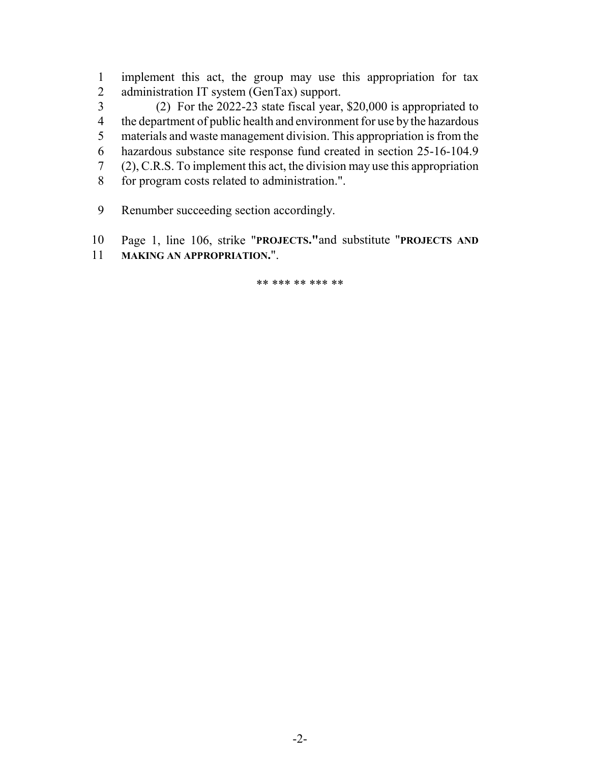implement this act, the group may use this appropriation for tax administration IT system (GenTax) support.

(2) For the 2022-23 state fiscal year, $20,000 is appropriated to the department of public health and environment for use by the hazardous materials and waste management division. This appropriation is from the hazardous substance site response fund created in section 25-16-104.9 (2), C.R.S. To implement this act, the division may use this appropriation for program costs related to administration.".

Renumber succeeding section accordingly.

Page 1, line 106, strike "**PROJECTS.**"and substitute "**PROJECTS AND MAKING AN APPROPRIATION.**".

** *** ** *** **